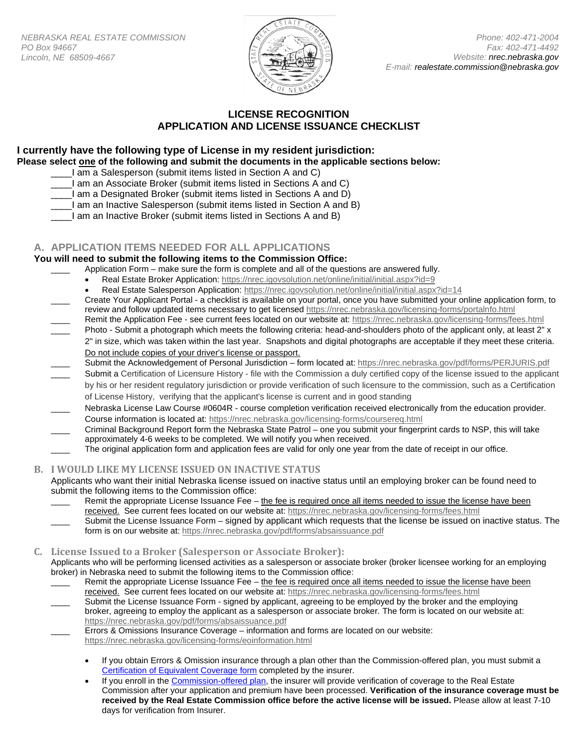NEBRASKA REAL ESTATE COMMISSION
PO Box 94667
Lincoln, NE 68509-4667

Phone: 402-471-2004
Fax: 402-471-4492
Website: nrec.nebraska.gov
E-mail: realestate.commission@nebraska.gov

# LICENSE RECOGNITION
# APPLICATION AND LICENSE ISSUANCE CHECKLIST

**I currently have the following type of License in my resident jurisdiction:**
**Please select one of the following and submit the documents in the applicable sections below:**

____I am a Salesperson (submit items listed in Section A and C)
____I am an Associate Broker (submit items listed in Sections A and C)
____I am a Designated Broker (submit items listed in Sections A and D)
____I am an Inactive Salesperson (submit items listed in Section A and B)
____I am an Inactive Broker (submit items listed in Sections A and B)

## A. APPLICATION ITEMS NEEDED FOR ALL APPLICATIONS

**You will need to submit the following items to the Commission Office:**

____ Application Form – make sure the form is complete and all of the questions are answered fully.
- Real Estate Broker Application: https://nrec.igovsolution.net/online/initial/initial.aspx?id=9
- Real Estate Salesperson Application: https://nrec.igovsolution.net/online/initial/initial.aspx?id=14

____ Create Your Applicant Portal - a checklist is available on your portal, once you have submitted your online application form, to review and follow updated items necessary to get licensed https://nrec.nebraska.gov/licensing-forms/portalnfo.html

____ Remit the Application Fee - see current fees located on our website at: https://nrec.nebraska.gov/licensing-forms/fees.html

____ Photo - Submit a photograph which meets the following criteria: head-and-shoulders photo of the applicant only, at least 2" x 2" in size, which was taken within the last year. Snapshots and digital photographs are acceptable if they meet these criteria. Do not include copies of your driver's license or passport.

____ Submit the Acknowledgement of Personal Jurisdiction – form located at: https://nrec.nebraska.gov/pdf/forms/PERJURIS.pdf

____ Submit a Certification of Licensure History - file with the Commission a duly certified copy of the license issued to the applicant by his or her resident regulatory jurisdiction or provide verification of such licensure to the commission, such as a Certification of License History, verifying that the applicant's license is current and in good standing

____ Nebraska License Law Course #0604R - course completion verification received electronically from the education provider. Course information is located at: https://nrec.nebraska.gov/licensing-forms/coursereq.html

____ Criminal Background Report form the Nebraska State Patrol – one you submit your fingerprint cards to NSP, this will take approximately 4-6 weeks to be completed. We will notify you when received.

____ The original application form and application fees are valid for only one year from the date of receipt in our office.

## B. I WOULD LIKE MY LICENSE ISSUED ON INACTIVE STATUS

Applicants who want their initial Nebraska license issued on inactive status until an employing broker can be found need to submit the following items to the Commission office:

____ Remit the appropriate License Issuance Fee – the fee is required once all items needed to issue the license have been received. See current fees located on our website at: https://nrec.nebraska.gov/licensing-forms/fees.html

____ Submit the License Issuance Form – signed by applicant which requests that the license be issued on inactive status. The form is on our website at: https://nrec.nebraska.gov/pdf/forms/absaissuance.pdf

## C. License Issued to a Broker (Salesperson or Associate Broker):

Applicants who will be performing licensed activities as a salesperson or associate broker (broker licensee working for an employing broker) in Nebraska need to submit the following items to the Commission office:

____ Remit the appropriate License Issuance Fee – the fee is required once all items needed to issue the license have been received. See current fees located on our website at: https://nrec.nebraska.gov/licensing-forms/fees.html

____ Submit the License Issuance Form - signed by applicant, agreeing to be employed by the broker and the employing broker, agreeing to employ the applicant as a salesperson or associate broker. The form is located on our website at: https://nrec.nebraska.gov/pdf/forms/absaissuance.pdf

____ Errors & Omissions Insurance Coverage – information and forms are located on our website: https://nrec.nebraska.gov/licensing-forms/eoinformation.html

- If you obtain Errors & Omission insurance through a plan other than the Commission-offered plan, you must submit a Certification of Equivalent Coverage form completed by the insurer.
- If you enroll in the Commission-offered plan, the insurer will provide verification of coverage to the Real Estate Commission after your application and premium have been processed. **Verification of the insurance coverage must be received by the Real Estate Commission office before the active license will be issued.** Please allow at least 7-10 days for verification from Insurer.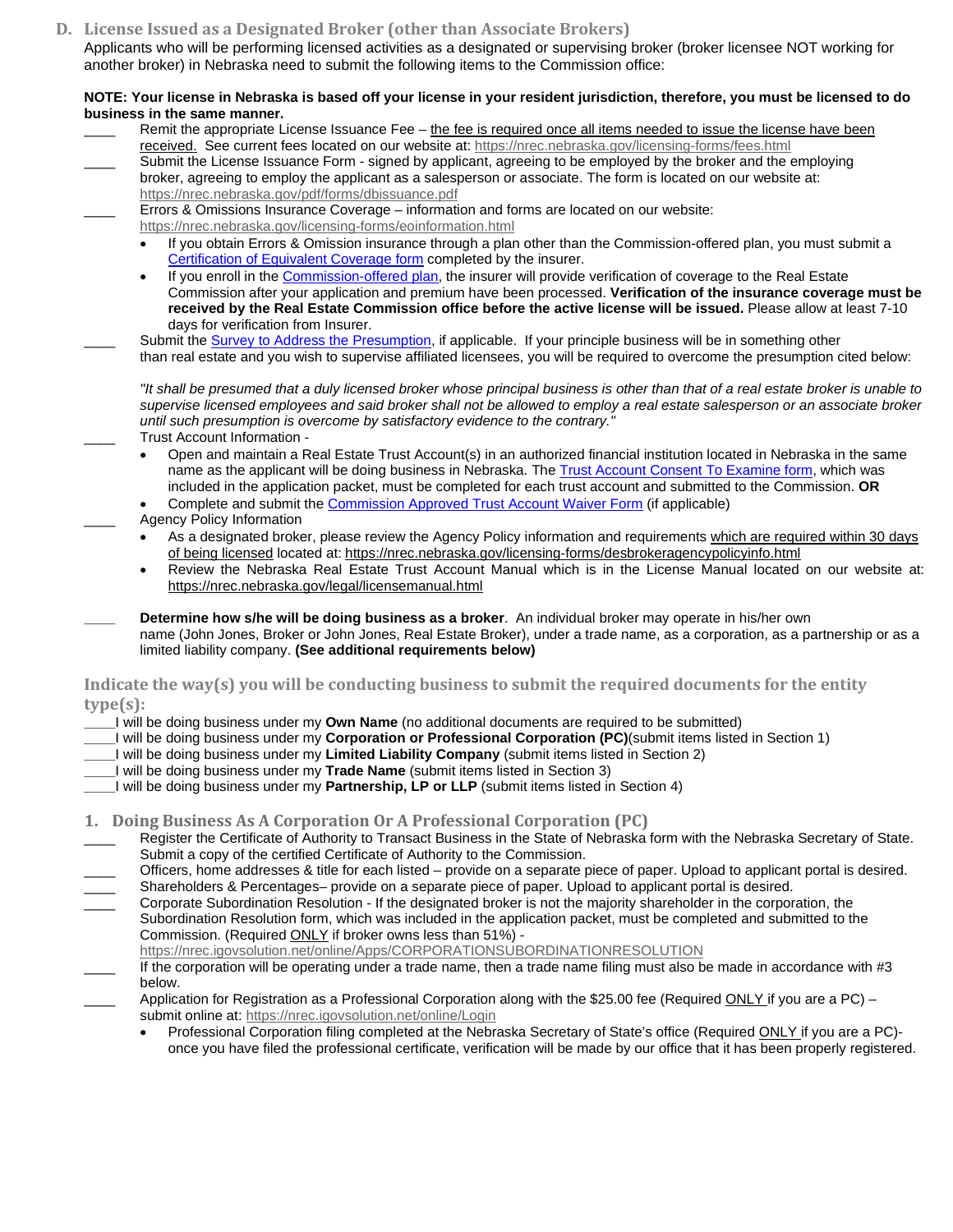## D. License Issued as a Designated Broker (other than Associate Brokers)

Applicants who will be performing licensed activities as a designated or supervising broker (broker licensee NOT working for another broker) in Nebraska need to submit the following items to the Commission office:

**NOTE: Your license in Nebraska is based off your license in your resident jurisdiction, therefore, you must be licensed to do business in the same manner.**

____ Remit the appropriate License Issuance Fee – the fee is required once all items needed to issue the license have been received. See current fees located on our website at: https://nrec.nebraska.gov/licensing-forms/fees.html

____ Submit the License Issuance Form - signed by applicant, agreeing to be employed by the broker and the employing broker, agreeing to employ the applicant as a salesperson or associate. The form is located on our website at: https://nrec.nebraska.gov/pdf/forms/dbissuance.pdf

____ Errors & Omissions Insurance Coverage – information and forms are located on our website: https://nrec.nebraska.gov/licensing-forms/eoinformation.html

- If you obtain Errors & Omission insurance through a plan other than the Commission-offered plan, you must submit a Certification of Equivalent Coverage form completed by the insurer.
- If you enroll in the Commission-offered plan, the insurer will provide verification of coverage to the Real Estate Commission after your application and premium have been processed. **Verification of the insurance coverage must be received by the Real Estate Commission office before the active license will be issued.** Please allow at least 7-10 days for verification from Insurer.

____ Submit the Survey to Address the Presumption, if applicable. If your principle business will be in something other than real estate and you wish to supervise affiliated licensees, you will be required to overcome the presumption cited below:

*"It shall be presumed that a duly licensed broker whose principal business is other than that of a real estate broker is unable to supervise licensed employees and said broker shall not be allowed to employ a real estate salesperson or an associate broker until such presumption is overcome by satisfactory evidence to the contrary."*

____ Trust Account Information -

- Open and maintain a Real Estate Trust Account(s) in an authorized financial institution located in Nebraska in the same name as the applicant will be doing business in Nebraska. The Trust Account Consent To Examine form, which was included in the application packet, must be completed for each trust account and submitted to the Commission. **OR**
- Complete and submit the Commission Approved Trust Account Waiver Form (if applicable)

____ Agency Policy Information

- As a designated broker, please review the Agency Policy information and requirements which are required within 30 days of being licensed located at: https://nrec.nebraska.gov/licensing-forms/desbrokeragencypolicyinfo.html
- Review the Nebraska Real Estate Trust Account Manual which is in the License Manual located on our website at: https://nrec.nebraska.gov/legal/licensemanual.html

____ **Determine how s/he will be doing business as a broker**. An individual broker may operate in his/her own name (John Jones, Broker or John Jones, Real Estate Broker), under a trade name, as a corporation, as a partnership or as a limited liability company. **(See additional requirements below)**

### Indicate the way(s) you will be conducting business to submit the required documents for the entity type(s):

____I will be doing business under my **Own Name** (no additional documents are required to be submitted)
____I will be doing business under my **Corporation or Professional Corporation (PC)**(submit items listed in Section 1)
____I will be doing business under my **Limited Liability Company** (submit items listed in Section 2)
____I will be doing business under my **Trade Name** (submit items listed in Section 3)
____I will be doing business under my **Partnership, LP or LLP** (submit items listed in Section 4)

### 1. Doing Business As A Corporation Or A Professional Corporation (PC)

____ Register the Certificate of Authority to Transact Business in the State of Nebraska form with the Nebraska Secretary of State. Submit a copy of the certified Certificate of Authority to the Commission.

____ Officers, home addresses & title for each listed – provide on a separate piece of paper. Upload to applicant portal is desired.

____ Shareholders & Percentages– provide on a separate piece of paper. Upload to applicant portal is desired.

____ Corporate Subordination Resolution - If the designated broker is not the majority shareholder in the corporation, the Subordination Resolution form, which was included in the application packet, must be completed and submitted to the Commission. (Required ONLY if broker owns less than 51%) - https://nrec.igovsolution.net/online/Apps/CORPORATIONSUBORDINATIONRESOLUTION

____ If the corporation will be operating under a trade name, then a trade name filing must also be made in accordance with #3 below.

____ Application for Registration as a Professional Corporation along with the $25.00 fee (Required ONLY if you are a PC) – submit online at: https://nrec.igovsolution.net/online/Login

- Professional Corporation filing completed at the Nebraska Secretary of State's office (Required ONLY if you are a PC)- once you have filed the professional certificate, verification will be made by our office that it has been properly registered.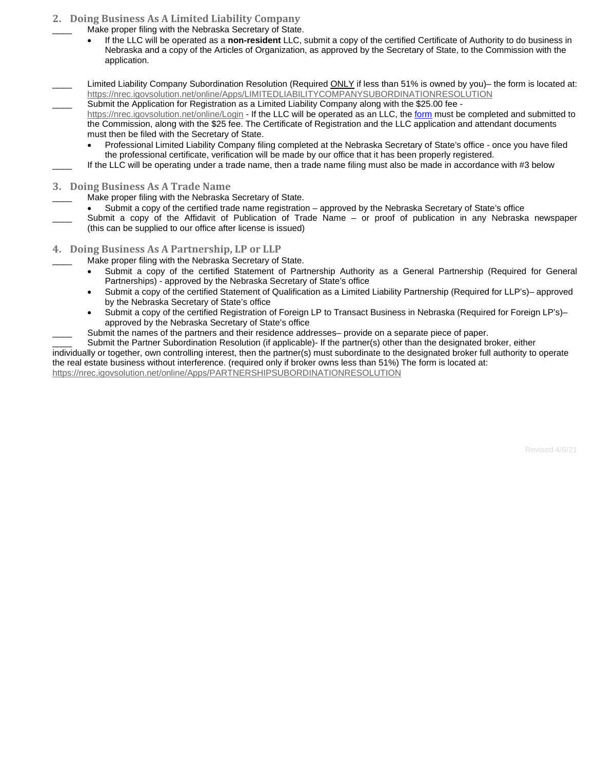## 2. Doing Business As A Limited Liability Company

____ Make proper filing with the Nebraska Secretary of State.

- If the LLC will be operated as a **non-resident** LLC, submit a copy of the certified Certificate of Authority to do business in Nebraska and a copy of the Articles of Organization, as approved by the Secretary of State, to the Commission with the application.

____ Limited Liability Company Subordination Resolution (Required ONLY if less than 51% is owned by you)– the form is located at: https://nrec.igovsolution.net/online/Apps/LIMITEDLIABILITYCOMPANYSUBORDINATIONRESOLUTION

____ Submit the Application for Registration as a Limited Liability Company along with the $25.00 fee - https://nrec.igovsolution.net/online/Login - If the LLC will be operated as an LLC, the form must be completed and submitted to the Commission, along with the $25 fee. The Certificate of Registration and the LLC application and attendant documents must then be filed with the Secretary of State.

- Professional Limited Liability Company filing completed at the Nebraska Secretary of State's office - once you have filed the professional certificate, verification will be made by our office that it has been properly registered.

____ If the LLC will be operating under a trade name, then a trade name filing must also be made in accordance with #3 below

## 3. Doing Business As A Trade Name

____ Make proper filing with the Nebraska Secretary of State.

- Submit a copy of the certified trade name registration – approved by the Nebraska Secretary of State's office

____ Submit a copy of the Affidavit of Publication of Trade Name – or proof of publication in any Nebraska newspaper (this can be supplied to our office after license is issued)

## 4. Doing Business As A Partnership, LP or LLP

____ Make proper filing with the Nebraska Secretary of State.

- Submit a copy of the certified Statement of Partnership Authority as a General Partnership (Required for General Partnerships) - approved by the Nebraska Secretary of State's office
- Submit a copy of the certified Statement of Qualification as a Limited Liability Partnership (Required for LLP's)– approved by the Nebraska Secretary of State's office
- Submit a copy of the certified Registration of Foreign LP to Transact Business in Nebraska (Required for Foreign LP's)– approved by the Nebraska Secretary of State's office

____ Submit the names of the partners and their residence addresses– provide on a separate piece of paper.

____ Submit the Partner Subordination Resolution (if applicable)- If the partner(s) other than the designated broker, either individually or together, own controlling interest, then the partner(s) must subordinate to the designated broker full authority to operate the real estate business without interference. (required only if broker owns less than 51%) The form is located at: https://nrec.igovsolution.net/online/Apps/PARTNERSHIPSUBORDINATIONRESOLUTION

Revised 4/6/21